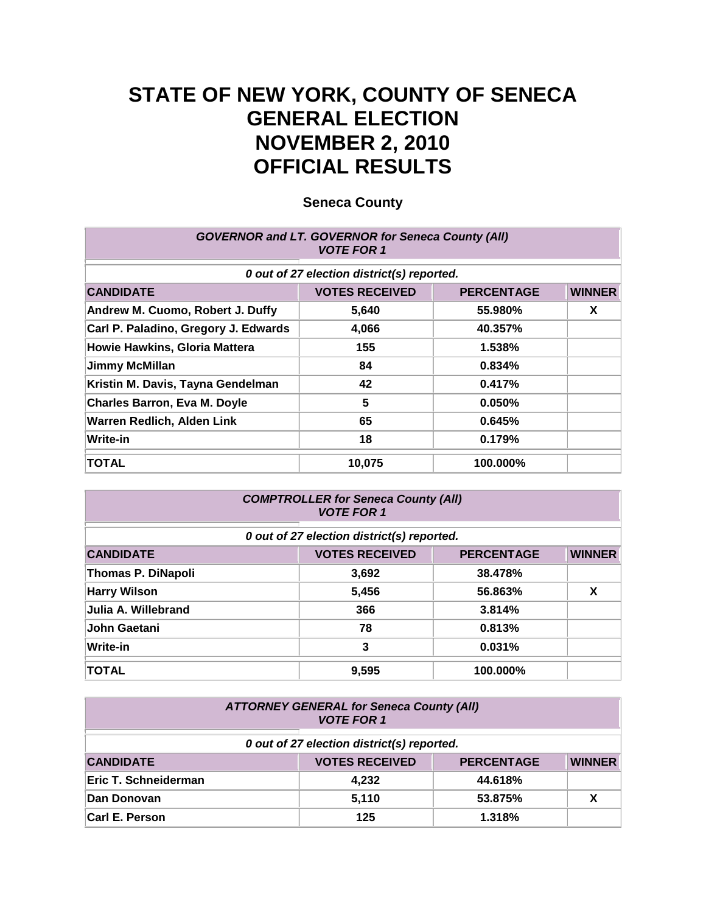# STATE OF NEW YORK, COUNTY OF SENECA
# GENERAL ELECTION
# NOVEMBER 2, 2010
# OFFICIAL RESULTS

### Seneca County

| *GOVERNOR and LT. GOVERNOR for Seneca County (All)* *VOTE FOR 1* | | | |
|---|---|---|---|
| *0 out of 27 election district(s) reported.* | | | |
| **CANDIDATE** | **VOTES RECEIVED** | **PERCENTAGE** | **WINNER** |
| **Andrew M. Cuomo, Robert J. Duffy** | **5,640** | **55.980%** | **X** |
| **Carl P. Paladino, Gregory J. Edwards** | **4,066** | **40.357%** | |
| **Howie Hawkins, Gloria Mattera** | **155** | **1.538%** | |
| **Jimmy McMillan** | **84** | **0.834%** | |
| **Kristin M. Davis, Tayna Gendelman** | **42** | **0.417%** | |
| **Charles Barron, Eva M. Doyle** | **5** | **0.050%** | |
| **Warren Redlich, Alden Link** | **65** | **0.645%** | |
| **Write-in** | **18** | **0.179%** | |
| **TOTAL** | **10,075** | **100.000%** | |

| *COMPTROLLER for Seneca County (All)* *VOTE FOR 1* | | | |
|---|---|---|---|
| *0 out of 27 election district(s) reported.* | | | |
| **CANDIDATE** | **VOTES RECEIVED** | **PERCENTAGE** | **WINNER** |
| **Thomas P. DiNapoli** | **3,692** | **38.478%** | |
| **Harry Wilson** | **5,456** | **56.863%** | **X** |
| **Julia A. Willebrand** | **366** | **3.814%** | |
| **John Gaetani** | **78** | **0.813%** | |
| **Write-in** | **3** | **0.031%** | |
| **TOTAL** | **9,595** | **100.000%** | |

| *ATTORNEY GENERAL for Seneca County (All)* *VOTE FOR 1* | | | |
|---|---|---|---|
| *0 out of 27 election district(s) reported.* | | | |
| **CANDIDATE** | **VOTES RECEIVED** | **PERCENTAGE** | **WINNER** |
| **Eric T. Schneiderman** | **4,232** | **44.618%** | |
| **Dan Donovan** | **5,110** | **53.875%** | **X** |
| **Carl E. Person** | **125** | **1.318%** | |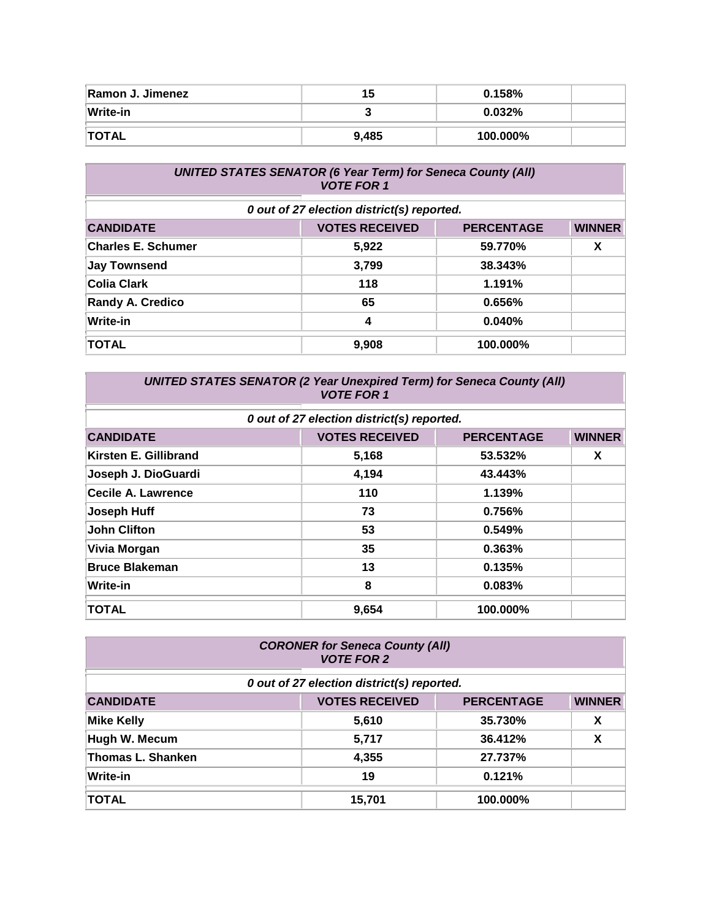| | | | |
|---|---|---|---|
| Ramon J. Jimenez | 15 | 0.158% | |
| Write-in | 3 | 0.032% | |
| TOTAL | 9,485 | 100.000% | |

***UNITED STATES SENATOR (6 Year Term) for Seneca County (All)***
***VOTE FOR 1***

*0 out of 27 election district(s) reported.*

| CANDIDATE | VOTES RECEIVED | PERCENTAGE | WINNER |
|---|---|---|---|
| Charles E. Schumer | 5,922 | 59.770% | X |
| Jay Townsend | 3,799 | 38.343% | |
| Colia Clark | 118 | 1.191% | |
| Randy A. Credico | 65 | 0.656% | |
| Write-in | 4 | 0.040% | |
| TOTAL | 9,908 | 100.000% | |

***UNITED STATES SENATOR (2 Year Unexpired Term) for Seneca County (All)***
***VOTE FOR 1***

*0 out of 27 election district(s) reported.*

| CANDIDATE | VOTES RECEIVED | PERCENTAGE | WINNER |
|---|---|---|---|
| Kirsten E. Gillibrand | 5,168 | 53.532% | X |
| Joseph J. DioGuardi | 4,194 | 43.443% | |
| Cecile A. Lawrence | 110 | 1.139% | |
| Joseph Huff | 73 | 0.756% | |
| John Clifton | 53 | 0.549% | |
| Vivia Morgan | 35 | 0.363% | |
| Bruce Blakeman | 13 | 0.135% | |
| Write-in | 8 | 0.083% | |
| TOTAL | 9,654 | 100.000% | |

***CORONER for Seneca County (All)***
***VOTE FOR 2***

*0 out of 27 election district(s) reported.*

| CANDIDATE | VOTES RECEIVED | PERCENTAGE | WINNER |
|---|---|---|---|
| Mike Kelly | 5,610 | 35.730% | X |
| Hugh W. Mecum | 5,717 | 36.412% | X |
| Thomas L. Shanken | 4,355 | 27.737% | |
| Write-in | 19 | 0.121% | |
| TOTAL | 15,701 | 100.000% | |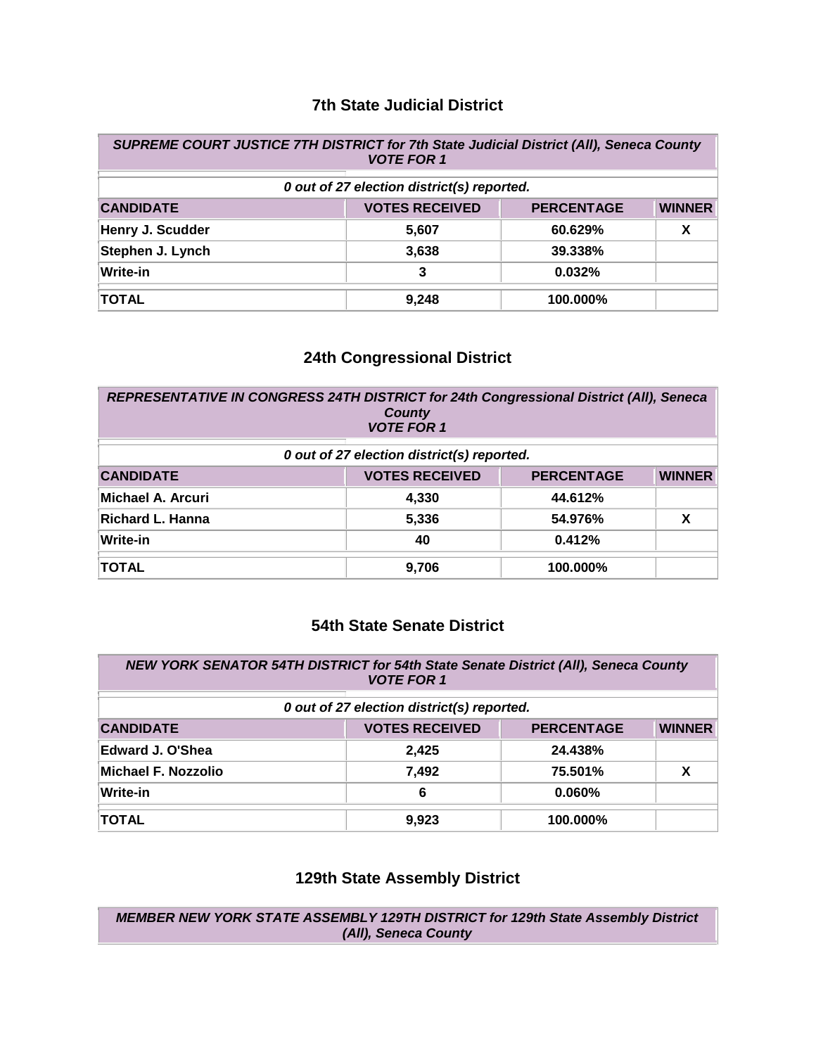## 7th State Judicial District

| ***SUPREME COURT JUSTICE 7TH DISTRICT for 7th State Judicial District (All), Seneca County VOTE FOR 1*** | | | |
|---|---|---|---|
| ***0 out of 27 election district(s) reported.*** | | | |
| **CANDIDATE** | **VOTES RECEIVED** | **PERCENTAGE** | **WINNER** |
| **Henry J. Scudder** | **5,607** | **60.629%** | **X** |
| **Stephen J. Lynch** | **3,638** | **39.338%** | |
| **Write-in** | **3** | **0.032%** | |
| **TOTAL** | **9,248** | **100.000%** | |

## 24th Congressional District

| ***REPRESENTATIVE IN CONGRESS 24TH DISTRICT for 24th Congressional District (All), Seneca County VOTE FOR 1*** | | | |
|---|---|---|---|
| ***0 out of 27 election district(s) reported.*** | | | |
| **CANDIDATE** | **VOTES RECEIVED** | **PERCENTAGE** | **WINNER** |
| **Michael A. Arcuri** | **4,330** | **44.612%** | |
| **Richard L. Hanna** | **5,336** | **54.976%** | **X** |
| **Write-in** | **40** | **0.412%** | |
| **TOTAL** | **9,706** | **100.000%** | |

## 54th State Senate District

| ***NEW YORK SENATOR 54TH DISTRICT for 54th State Senate District (All), Seneca County VOTE FOR 1*** | | | |
|---|---|---|---|
| ***0 out of 27 election district(s) reported.*** | | | |
| **CANDIDATE** | **VOTES RECEIVED** | **PERCENTAGE** | **WINNER** |
| **Edward J. O'Shea** | **2,425** | **24.438%** | |
| **Michael F. Nozzolio** | **7,492** | **75.501%** | **X** |
| **Write-in** | **6** | **0.060%** | |
| **TOTAL** | **9,923** | **100.000%** | |

## 129th State Assembly District

***MEMBER NEW YORK STATE ASSEMBLY 129TH DISTRICT for 129th State Assembly District (All), Seneca County***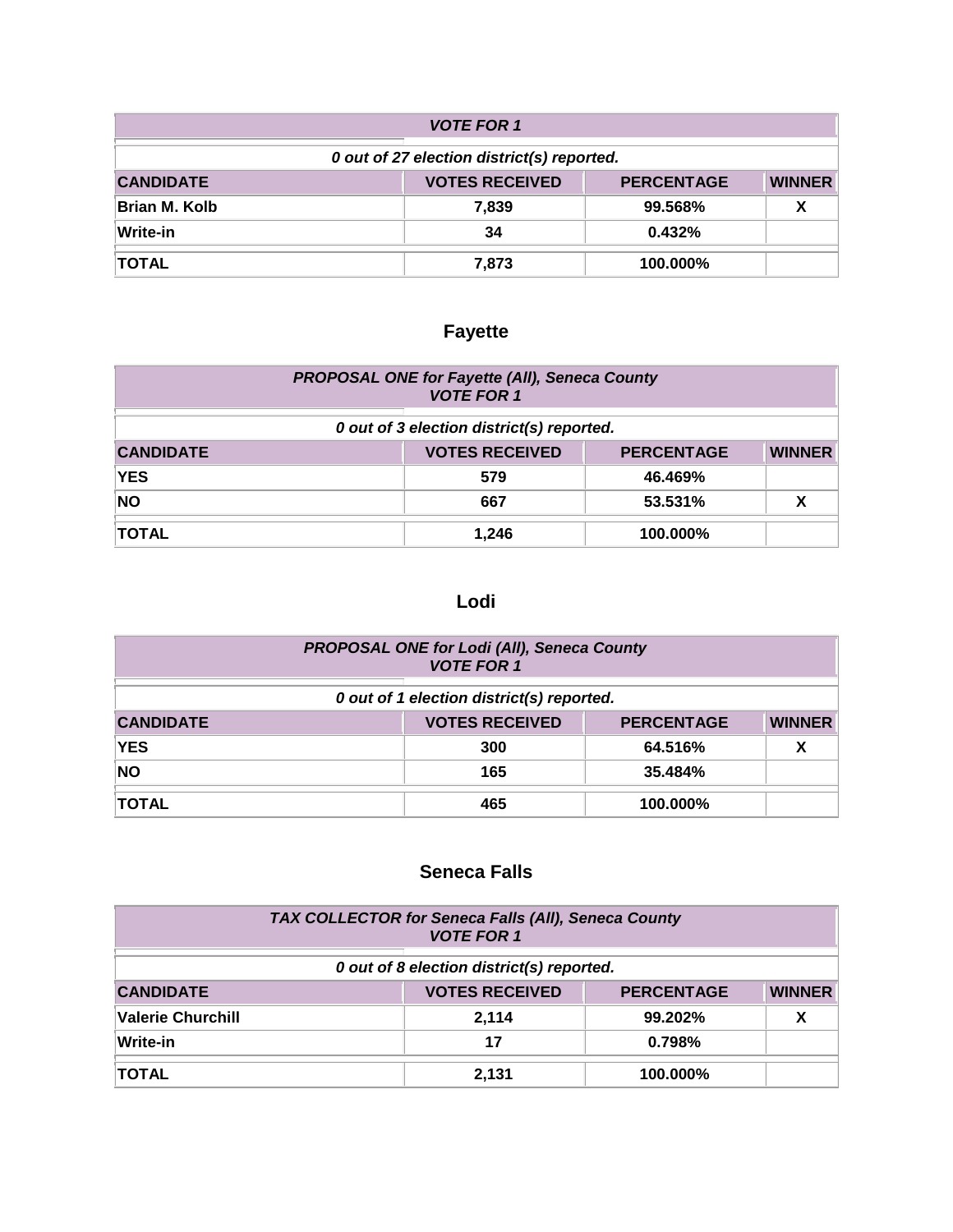| *VOTE FOR 1* | | | |
|---|---|---|---|
| *0 out of 27 election district(s) reported.* | | | |
| **CANDIDATE** | **VOTES RECEIVED** | **PERCENTAGE** | **WINNER** |
| **Brian M. Kolb** | **7,839** | **99.568%** | **X** |
| **Write-in** | **34** | **0.432%** | |
| **TOTAL** | **7,873** | **100.000%** | |

## Fayette

| *PROPOSAL ONE for Fayette (All), Seneca County VOTE FOR 1* | | | |
|---|---|---|---|
| *0 out of 3 election district(s) reported.* | | | |
| **CANDIDATE** | **VOTES RECEIVED** | **PERCENTAGE** | **WINNER** |
| **YES** | **579** | **46.469%** | |
| **NO** | **667** | **53.531%** | **X** |
| **TOTAL** | **1,246** | **100.000%** | |

## Lodi

| *PROPOSAL ONE for Lodi (All), Seneca County VOTE FOR 1* | | | |
|---|---|---|---|
| *0 out of 1 election district(s) reported.* | | | |
| **CANDIDATE** | **VOTES RECEIVED** | **PERCENTAGE** | **WINNER** |
| **YES** | **300** | **64.516%** | **X** |
| **NO** | **165** | **35.484%** | |
| **TOTAL** | **465** | **100.000%** | |

## Seneca Falls

| *TAX COLLECTOR for Seneca Falls (All), Seneca County VOTE FOR 1* | | | |
|---|---|---|---|
| *0 out of 8 election district(s) reported.* | | | |
| **CANDIDATE** | **VOTES RECEIVED** | **PERCENTAGE** | **WINNER** |
| **Valerie Churchill** | **2,114** | **99.202%** | **X** |
| **Write-in** | **17** | **0.798%** | |
| **TOTAL** | **2,131** | **100.000%** | |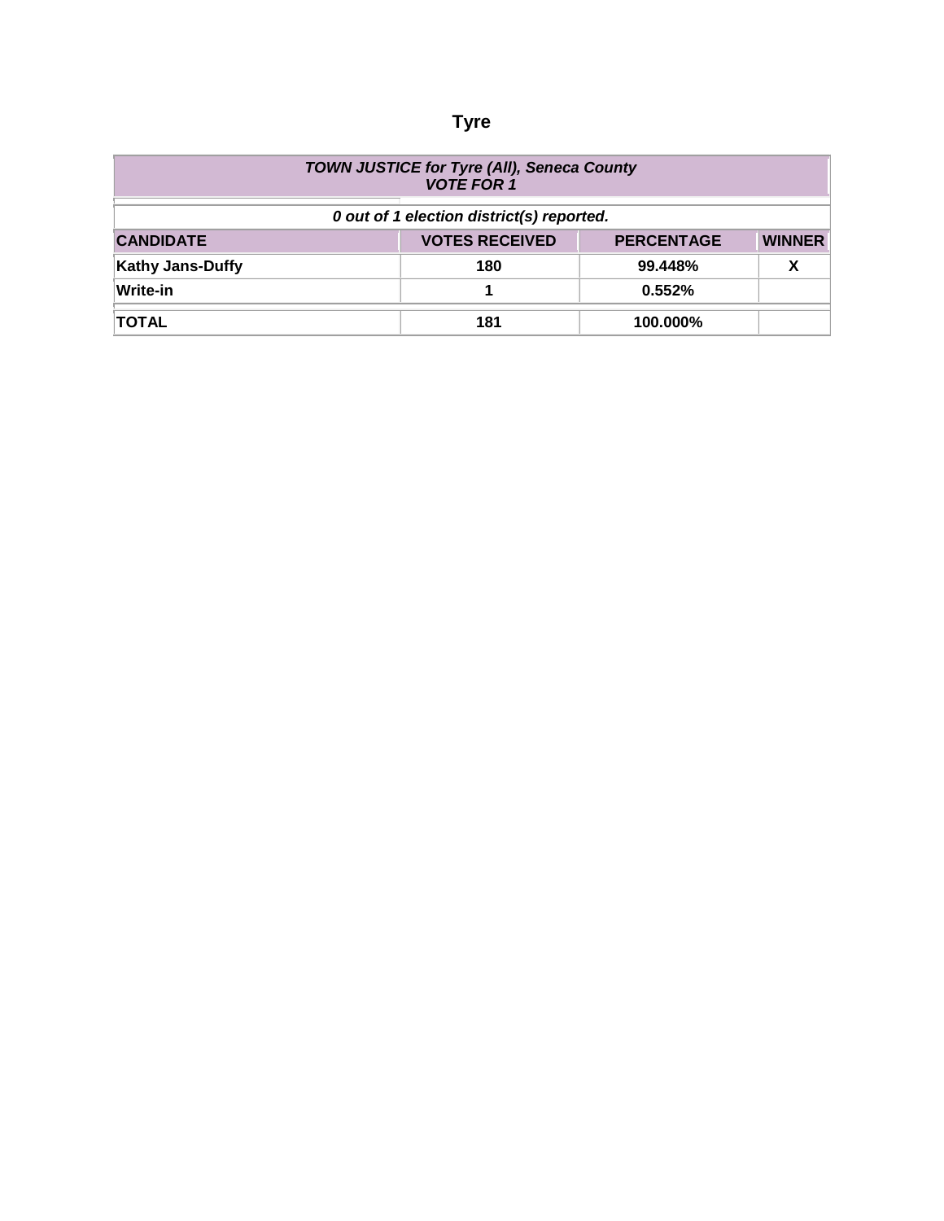# Tyre

| *TOWN JUSTICE for Tyre (All), Seneca County*<br>*VOTE FOR 1* | | | |
|---|---|---|---|
| *0 out of 1 election district(s) reported.* | | | |
| **CANDIDATE** | **VOTES RECEIVED** | **PERCENTAGE** | **WINNER** |
| **Kathy Jans-Duffy** | **180** | **99.448%** | **X** |
| **Write-in** | **1** | **0.552%** | |
| **TOTAL** | **181** | **100.000%** | |